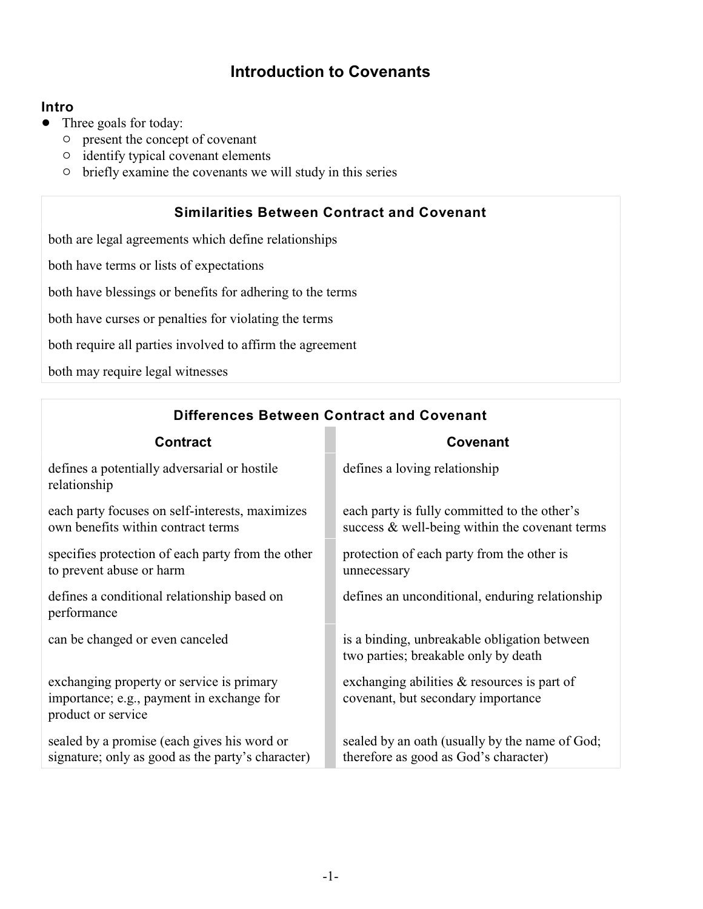# Introduction to Covenants

## Intro

- Three goals for today:
  - present the concept of covenant
  - identify typical covenant elements
  - briefly examine the covenants we will study in this series

| Similarities Between Contract and Covenant |
|---|
| both are legal agreements which define relationships |
| both have terms or lists of expectations |
| both have blessings or benefits for adhering to the terms |
| both have curses or penalties for violating the terms |
| both require all parties involved to affirm the agreement |
| both may require legal witnesses |

**Differences Between Contract and Covenant**

| Contract | Covenant |
|---|---|
| defines a potentially adversarial or hostile relationship | defines a loving relationship |
| each party focuses on self-interests, maximizes own benefits within contract terms | each party is fully committed to the other's success & well-being within the covenant terms |
| specifies protection of each party from the other to prevent abuse or harm | protection of each party from the other is unnecessary |
| defines a conditional relationship based on performance | defines an unconditional, enduring relationship |
| can be changed or even canceled | is a binding, unbreakable obligation between two parties; breakable only by death |
| exchanging property or service is primary importance; e.g., payment in exchange for product or service | exchanging abilities & resources is part of covenant, but secondary importance |
| sealed by a promise (each gives his word or signature; only as good as the party's character) | sealed by an oath (usually by the name of God; therefore as good as God's character) |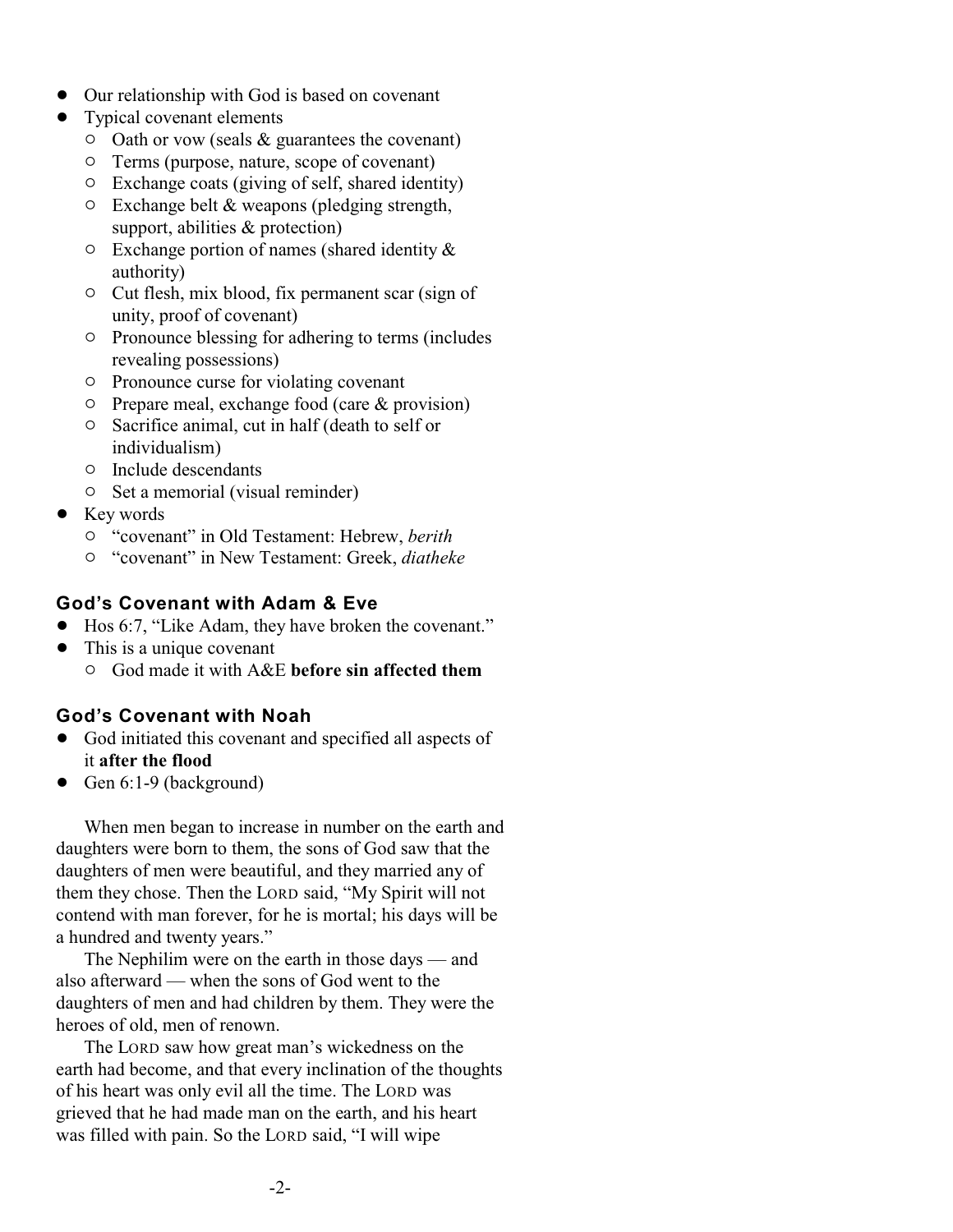- Our relationship with God is based on covenant
- Typical covenant elements
  - Oath or vow (seals & guarantees the covenant)
  - Terms (purpose, nature, scope of covenant)
  - Exchange coats (giving of self, shared identity)
  - Exchange belt & weapons (pledging strength, support, abilities & protection)
  - Exchange portion of names (shared identity & authority)
  - Cut flesh, mix blood, fix permanent scar (sign of unity, proof of covenant)
  - Pronounce blessing for adhering to terms (includes revealing possessions)
  - Pronounce curse for violating covenant
  - Prepare meal, exchange food (care & provision)
  - Sacrifice animal, cut in half (death to self or individualism)
  - Include descendants
  - Set a memorial (visual reminder)
- Key words
  - "covenant" in Old Testament: Hebrew, *berith*
  - "covenant" in New Testament: Greek, *diatheke*

### God's Covenant with Adam & Eve

- Hos 6:7, "Like Adam, they have broken the covenant."
- This is a unique covenant
  - God made it with A&E **before sin affected them**

### God's Covenant with Noah

- God initiated this covenant and specified all aspects of it **after the flood**
- Gen 6:1-9 (background)

When men began to increase in number on the earth and daughters were born to them, the sons of God saw that the daughters of men were beautiful, and they married any of them they chose. Then the LORD said, "My Spirit will not contend with man forever, for he is mortal; his days will be a hundred and twenty years."

The Nephilim were on the earth in those days — and also afterward — when the sons of God went to the daughters of men and had children by them. They were the heroes of old, men of renown.

The LORD saw how great man's wickedness on the earth had become, and that every inclination of the thoughts of his heart was only evil all the time. The LORD was grieved that he had made man on the earth, and his heart was filled with pain. So the LORD said, "I will wipe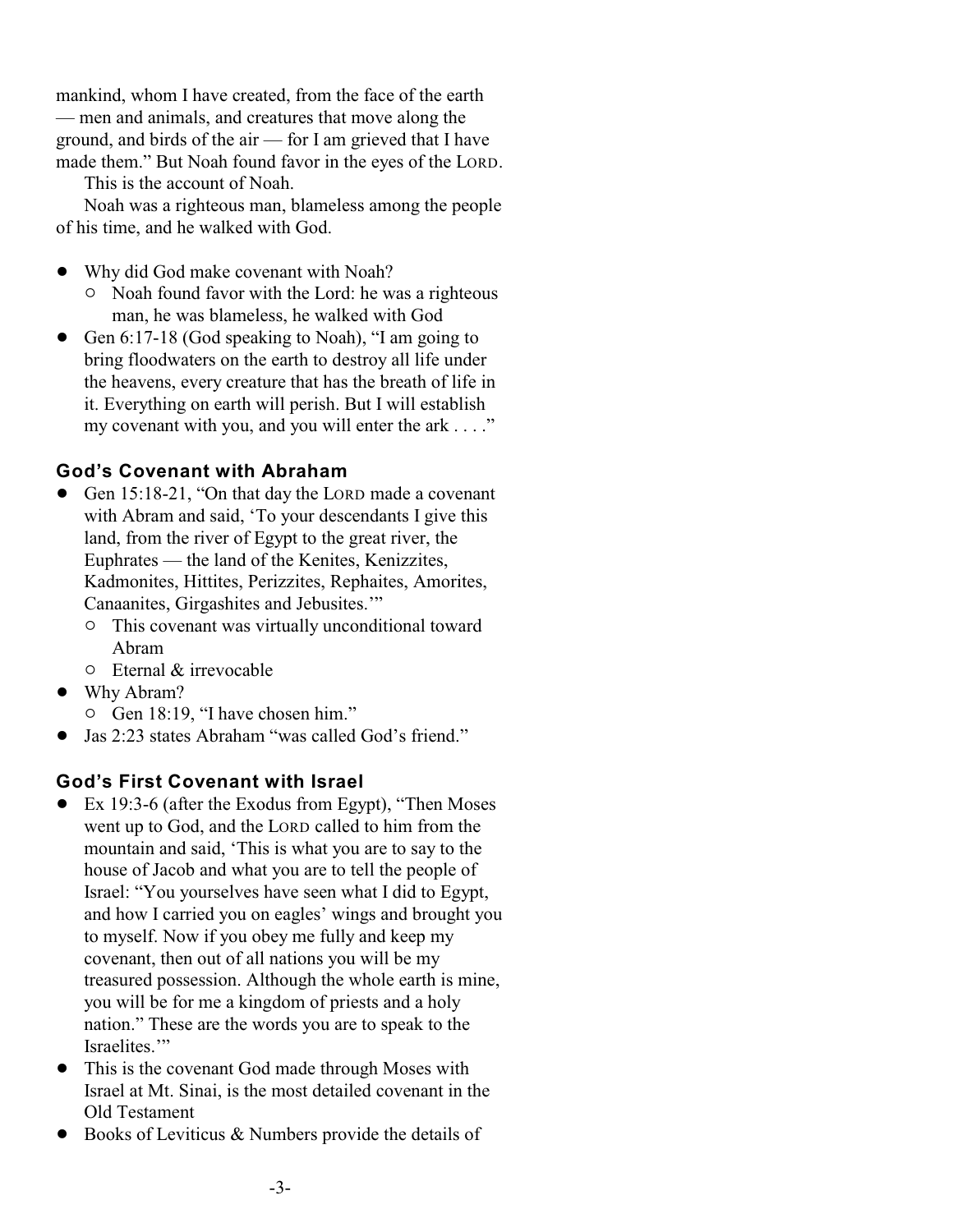mankind, whom I have created, from the face of the earth — men and animals, and creatures that move along the ground, and birds of the air — for I am grieved that I have made them." But Noah found favor in the eyes of the LORD.

This is the account of Noah.

Noah was a righteous man, blameless among the people of his time, and he walked with God.

- Why did God make covenant with Noah?
  - Noah found favor with the Lord: he was a righteous man, he was blameless, he walked with God
- Gen 6:17-18 (God speaking to Noah), "I am going to bring floodwaters on the earth to destroy all life under the heavens, every creature that has the breath of life in it. Everything on earth will perish. But I will establish my covenant with you, and you will enter the ark . . . ."

### God's Covenant with Abraham

- Gen 15:18-21, "On that day the LORD made a covenant with Abram and said, 'To your descendants I give this land, from the river of Egypt to the great river, the Euphrates — the land of the Kenites, Kenizzites, Kadmonites, Hittites, Perizzites, Rephaites, Amorites, Canaanites, Girgashites and Jebusites.'"
  - This covenant was virtually unconditional toward Abram
  - Eternal & irrevocable
- Why Abram?
  - Gen 18:19, "I have chosen him."
- Jas 2:23 states Abraham "was called God's friend."

### God's First Covenant with Israel

- Ex 19:3-6 (after the Exodus from Egypt), "Then Moses went up to God, and the LORD called to him from the mountain and said, 'This is what you are to say to the house of Jacob and what you are to tell the people of Israel: "You yourselves have seen what I did to Egypt, and how I carried you on eagles' wings and brought you to myself. Now if you obey me fully and keep my covenant, then out of all nations you will be my treasured possession. Although the whole earth is mine, you will be for me a kingdom of priests and a holy nation." These are the words you are to speak to the Israelites.'"
- This is the covenant God made through Moses with Israel at Mt. Sinai, is the most detailed covenant in the Old Testament
- Books of Leviticus & Numbers provide the details of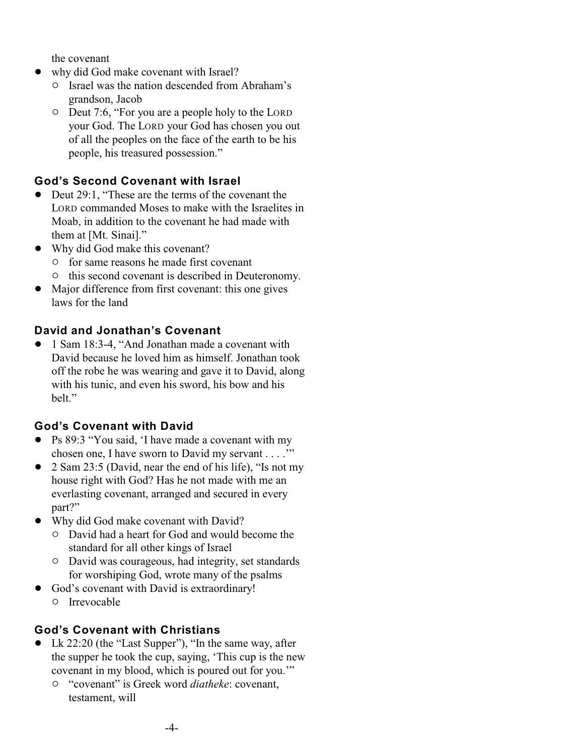the covenant

- why did God make covenant with Israel?
  - Israel was the nation descended from Abraham's grandson, Jacob
  - Deut 7:6, "For you are a people holy to the LORD your God. The LORD your God has chosen you out of all the peoples on the face of the earth to be his people, his treasured possession."

### God's Second Covenant with Israel

- Deut 29:1, "These are the terms of the covenant the LORD commanded Moses to make with the Israelites in Moab, in addition to the covenant he had made with them at [Mt. Sinai]."
- Why did God make this covenant?
  - for same reasons he made first covenant
  - this second covenant is described in Deuteronomy.
- Major difference from first covenant: this one gives laws for the land

### David and Jonathan's Covenant

- 1 Sam 18:3-4, "And Jonathan made a covenant with David because he loved him as himself. Jonathan took off the robe he was wearing and gave it to David, along with his tunic, and even his sword, his bow and his belt."

### God's Covenant with David

- Ps 89:3 "You said, 'I have made a covenant with my chosen one, I have sworn to David my servant . . . .'"
- 2 Sam 23:5 (David, near the end of his life), "Is not my house right with God? Has he not made with me an everlasting covenant, arranged and secured in every part?"
- Why did God make covenant with David?
  - David had a heart for God and would become the standard for all other kings of Israel
  - David was courageous, had integrity, set standards for worshiping God, wrote many of the psalms
- God's covenant with David is extraordinary!
  - Irrevocable

### God's Covenant with Christians

- Lk 22:20 (the "Last Supper"), "In the same way, after the supper he took the cup, saying, 'This cup is the new covenant in my blood, which is poured out for you.'"
  - "covenant" is Greek word *diatheke*: covenant, testament, will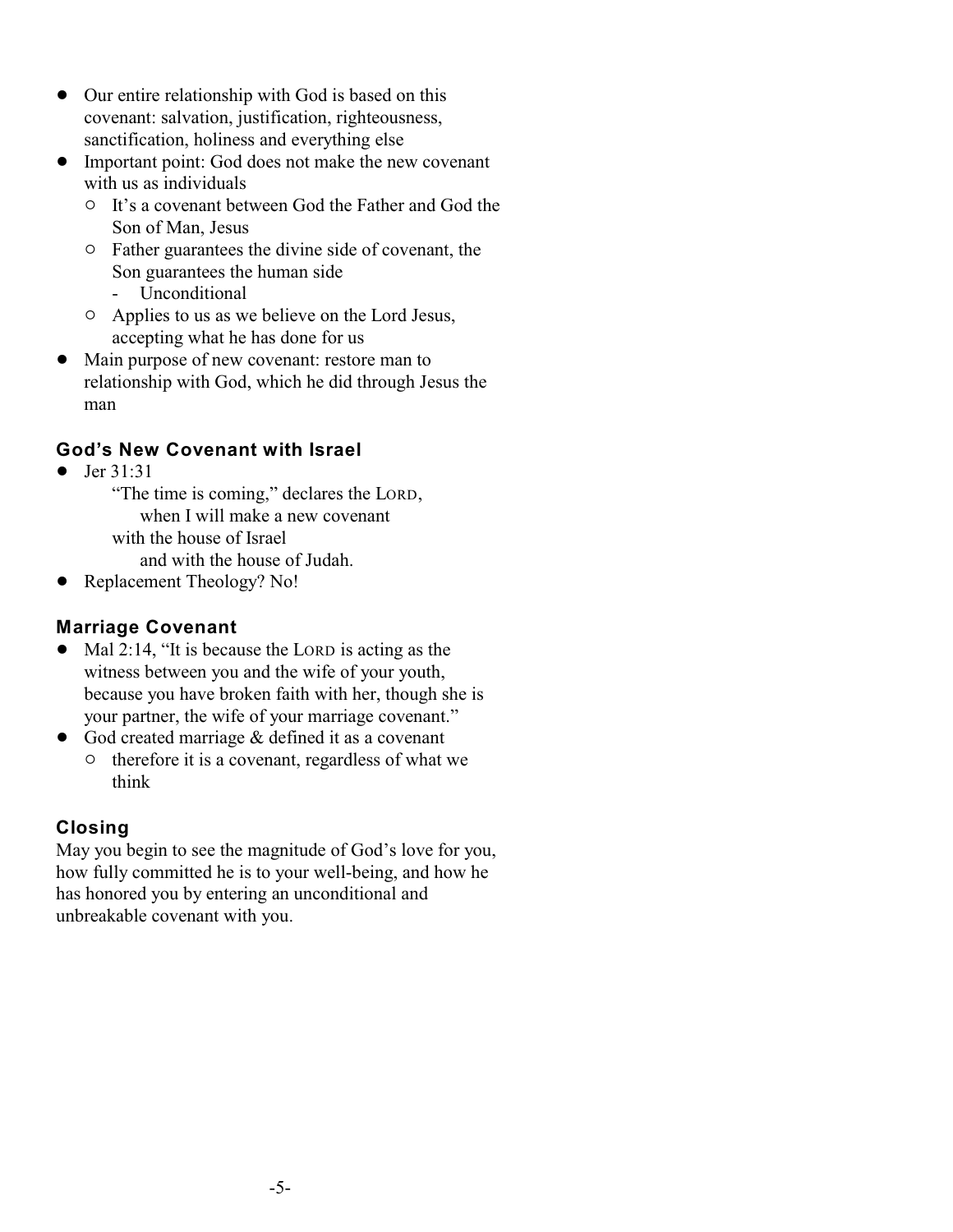- Our entire relationship with God is based on this covenant: salvation, justification, righteousness, sanctification, holiness and everything else
- Important point: God does not make the new covenant with us as individuals
  - It's a covenant between God the Father and God the Son of Man, Jesus
  - Father guarantees the divine side of covenant, the Son guarantees the human side
    - Unconditional
  - Applies to us as we believe on the Lord Jesus, accepting what he has done for us
- Main purpose of new covenant: restore man to relationship with God, which he did through Jesus the man

### God's New Covenant with Israel

- Jer 31:31

  "The time is coming," declares the LORD,
  &nbsp;&nbsp;&nbsp;&nbsp;when I will make a new covenant
  with the house of Israel
  &nbsp;&nbsp;&nbsp;&nbsp;and with the house of Judah.
- Replacement Theology? No!

### Marriage Covenant

- Mal 2:14, "It is because the LORD is acting as the witness between you and the wife of your youth, because you have broken faith with her, though she is your partner, the wife of your marriage covenant."
- God created marriage & defined it as a covenant
  - therefore it is a covenant, regardless of what we think

### Closing

May you begin to see the magnitude of God's love for you, how fully committed he is to your well-being, and how he has honored you by entering an unconditional and unbreakable covenant with you.